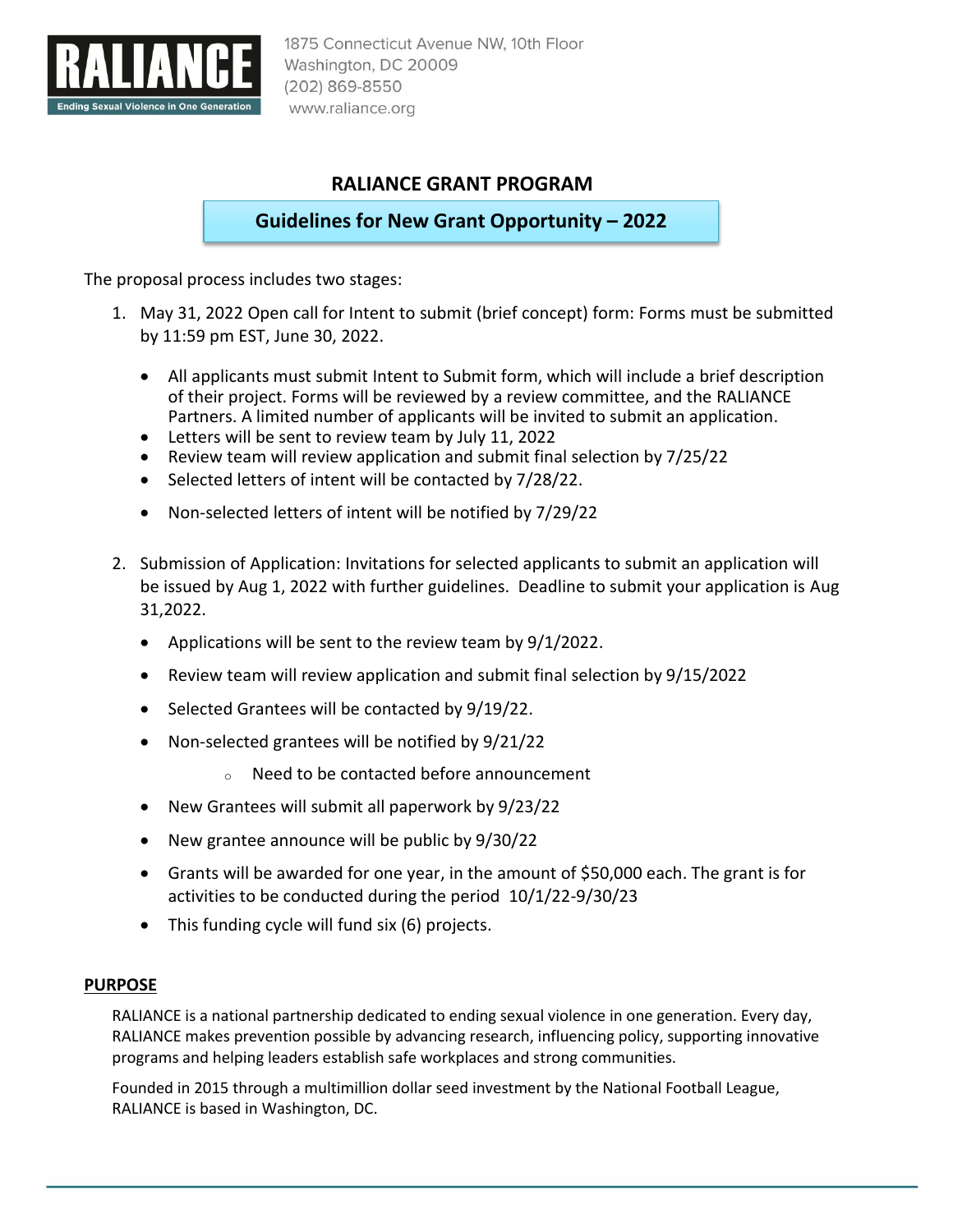RALIANCE

Ending Sexual Violence in One Generation

1875 Connecticut Avenue NW, 10th Floor
Washington, DC 20009
(202) 869-8550
www.raliance.org

# RALIANCE GRANT PROGRAM

## Guidelines for New Grant Opportunity – 2022

The proposal process includes two stages:

1. May 31, 2022 Open call for Intent to submit (brief concept) form: Forms must be submitted by 11:59 pm EST, June 30, 2022.
   - All applicants must submit Intent to Submit form, which will include a brief description of their project. Forms will be reviewed by a review committee, and the RALIANCE Partners. A limited number of applicants will be invited to submit an application.
   - Letters will be sent to review team by July 11, 2022
   - Review team will review application and submit final selection by 7/25/22
   - Selected letters of intent will be contacted by 7/28/22.
   - Non-selected letters of intent will be notified by 7/29/22

2. Submission of Application: Invitations for selected applicants to submit an application will be issued by Aug 1, 2022 with further guidelines. Deadline to submit your application is Aug 31,2022.
   - Applications will be sent to the review team by 9/1/2022.
   - Review team will review application and submit final selection by 9/15/2022
   - Selected Grantees will be contacted by 9/19/22.
   - Non-selected grantees will be notified by 9/21/22
     - Need to be contacted before announcement
   - New Grantees will submit all paperwork by 9/23/22
   - New grantee announce will be public by 9/30/22
   - Grants will be awarded for one year, in the amount of $50,000 each. The grant is for activities to be conducted during the period 10/1/22-9/30/23
   - This funding cycle will fund six (6) projects.

## PURPOSE

RALIANCE is a national partnership dedicated to ending sexual violence in one generation. Every day, RALIANCE makes prevention possible by advancing research, influencing policy, supporting innovative programs and helping leaders establish safe workplaces and strong communities.

Founded in 2015 through a multimillion dollar seed investment by the National Football League, RALIANCE is based in Washington, DC.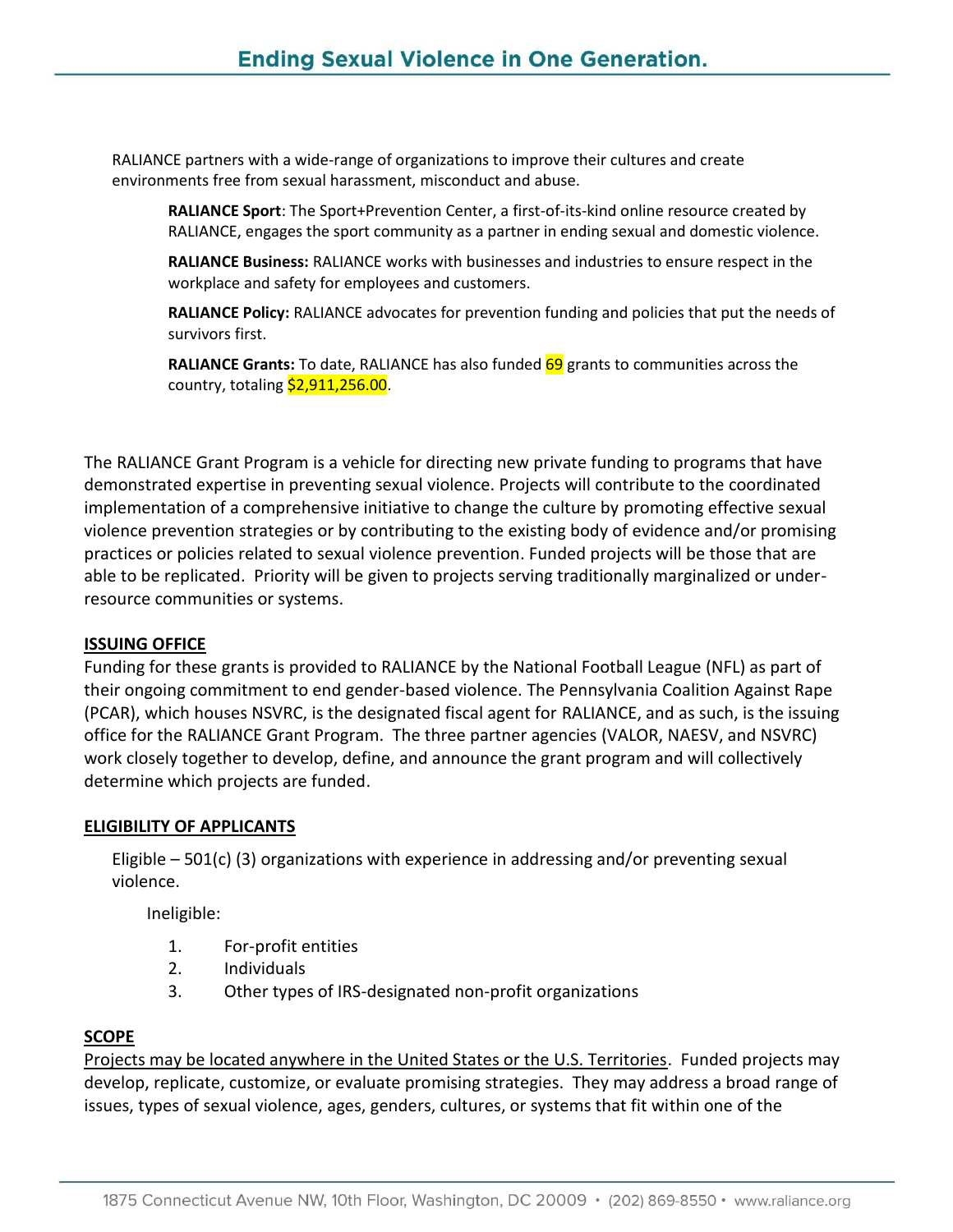RALIANCE partners with a wide-range of organizations to improve their cultures and create environments free from sexual harassment, misconduct and abuse.

**RALIANCE Sport**: The Sport+Prevention Center, a first-of-its-kind online resource created by RALIANCE, engages the sport community as a partner in ending sexual and domestic violence.

**RALIANCE Business:** RALIANCE works with businesses and industries to ensure respect in the workplace and safety for employees and customers.

**RALIANCE Policy:** RALIANCE advocates for prevention funding and policies that put the needs of survivors first.

**RALIANCE Grants:** To date, RALIANCE has also funded 69 grants to communities across the country, totaling $2,911,256.00.

The RALIANCE Grant Program is a vehicle for directing new private funding to programs that have demonstrated expertise in preventing sexual violence. Projects will contribute to the coordinated implementation of a comprehensive initiative to change the culture by promoting effective sexual violence prevention strategies or by contributing to the existing body of evidence and/or promising practices or policies related to sexual violence prevention. Funded projects will be those that are able to be replicated. Priority will be given to projects serving traditionally marginalized or under-resource communities or systems.

## ISSUING OFFICE

Funding for these grants is provided to RALIANCE by the National Football League (NFL) as part of their ongoing commitment to end gender-based violence. The Pennsylvania Coalition Against Rape (PCAR), which houses NSVRC, is the designated fiscal agent for RALIANCE, and as such, is the issuing office for the RALIANCE Grant Program. The three partner agencies (VALOR, NAESV, and NSVRC) work closely together to develop, define, and announce the grant program and will collectively determine which projects are funded.

## ELIGIBILITY OF APPLICANTS

Eligible – 501(c) (3) organizations with experience in addressing and/or preventing sexual violence.

Ineligible:

1. For-profit entities
2. Individuals
3. Other types of IRS-designated non-profit organizations

## SCOPE

Projects may be located anywhere in the United States or the U.S. Territories. Funded projects may develop, replicate, customize, or evaluate promising strategies. They may address a broad range of issues, types of sexual violence, ages, genders, cultures, or systems that fit within one of the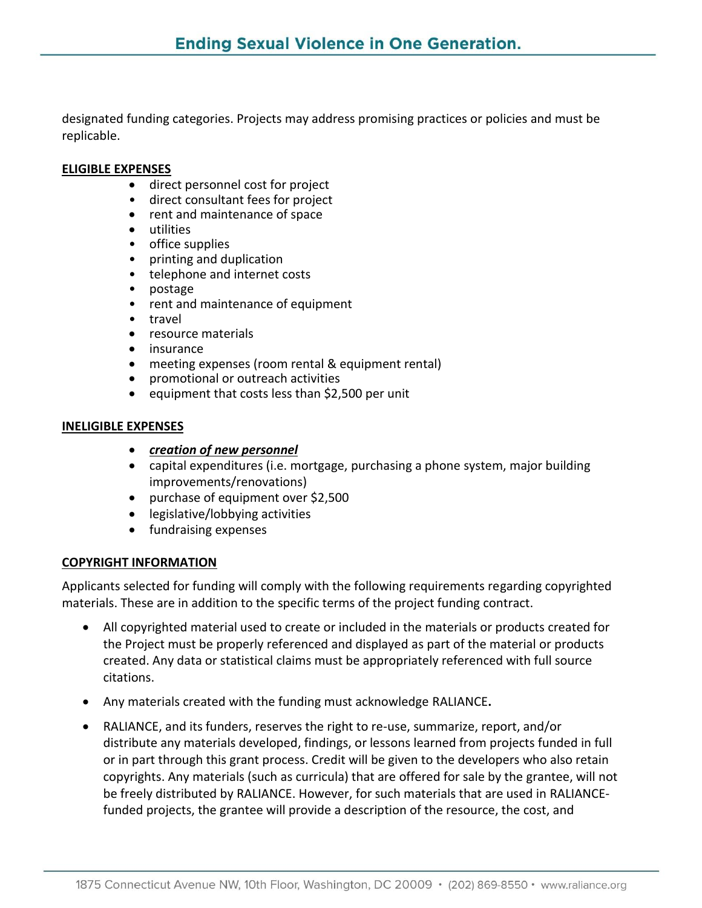designated funding categories. Projects may address promising practices or policies and must be replicable.

**ELIGIBLE EXPENSES**

- direct personnel cost for project
- direct consultant fees for project
- rent and maintenance of space
- utilities
- office supplies
- printing and duplication
- telephone and internet costs
- postage
- rent and maintenance of equipment
- travel
- resource materials
- insurance
- meeting expenses (room rental & equipment rental)
- promotional or outreach activities
- equipment that costs less than $2,500 per unit

**INELIGIBLE EXPENSES**

- ***creation of new personnel***
- capital expenditures (i.e. mortgage, purchasing a phone system, major building improvements/renovations)
- purchase of equipment over $2,500
- legislative/lobbying activities
- fundraising expenses

**COPYRIGHT INFORMATION**

Applicants selected for funding will comply with the following requirements regarding copyrighted materials. These are in addition to the specific terms of the project funding contract.

- All copyrighted material used to create or included in the materials or products created for the Project must be properly referenced and displayed as part of the material or products created. Any data or statistical claims must be appropriately referenced with full source citations.
- Any materials created with the funding must acknowledge RALIANCE**.**
- RALIANCE, and its funders, reserves the right to re-use, summarize, report, and/or distribute any materials developed, findings, or lessons learned from projects funded in full or in part through this grant process. Credit will be given to the developers who also retain copyrights. Any materials (such as curricula) that are offered for sale by the grantee, will not be freely distributed by RALIANCE. However, for such materials that are used in RALIANCE-funded projects, the grantee will provide a description of the resource, the cost, and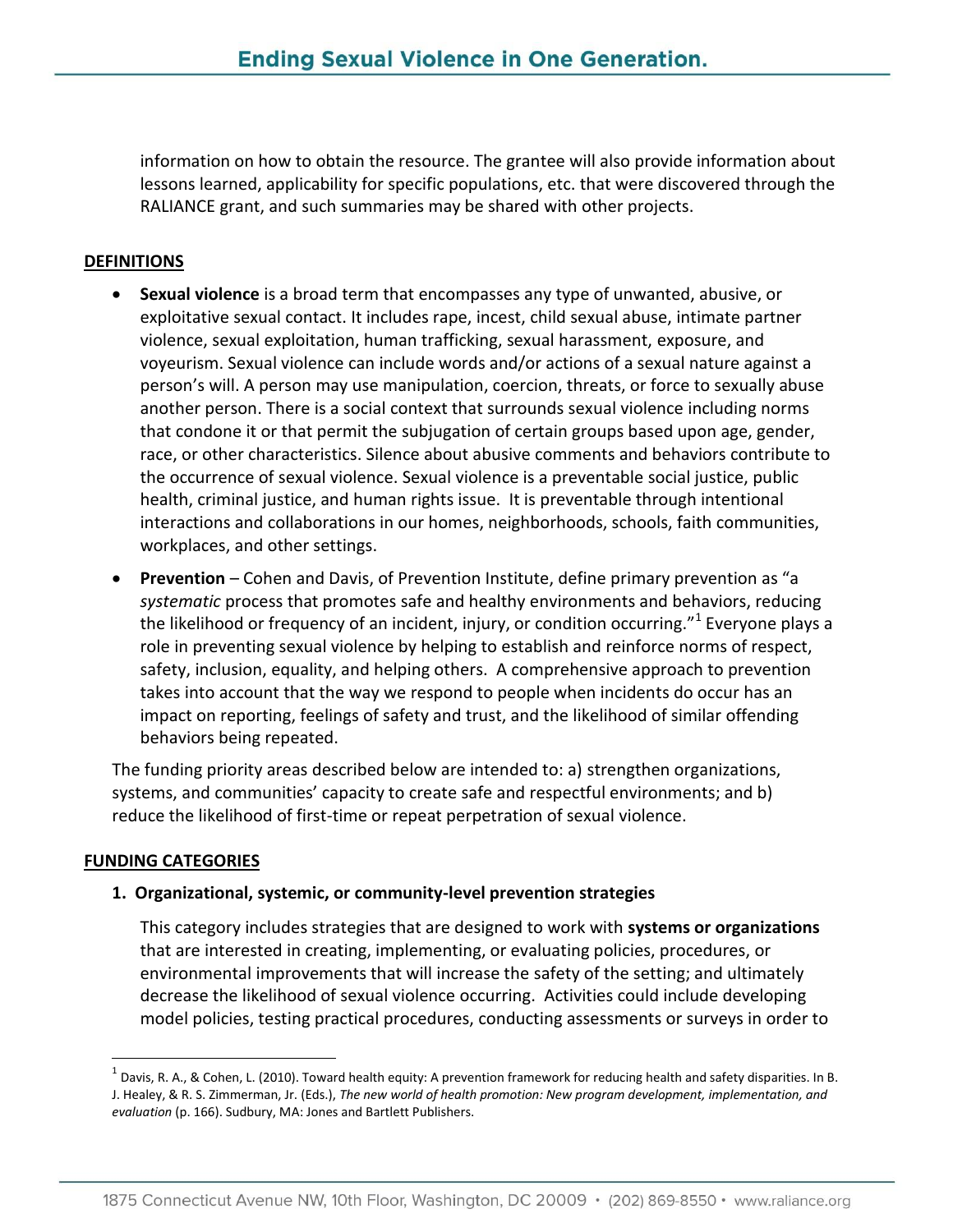information on how to obtain the resource. The grantee will also provide information about lessons learned, applicability for specific populations, etc. that were discovered through the RALIANCE grant, and such summaries may be shared with other projects.

## DEFINITIONS

- **Sexual violence** is a broad term that encompasses any type of unwanted, abusive, or exploitative sexual contact. It includes rape, incest, child sexual abuse, intimate partner violence, sexual exploitation, human trafficking, sexual harassment, exposure, and voyeurism. Sexual violence can include words and/or actions of a sexual nature against a person's will. A person may use manipulation, coercion, threats, or force to sexually abuse another person. There is a social context that surrounds sexual violence including norms that condone it or that permit the subjugation of certain groups based upon age, gender, race, or other characteristics. Silence about abusive comments and behaviors contribute to the occurrence of sexual violence. Sexual violence is a preventable social justice, public health, criminal justice, and human rights issue. It is preventable through intentional interactions and collaborations in our homes, neighborhoods, schools, faith communities, workplaces, and other settings.
- **Prevention** – Cohen and Davis, of Prevention Institute, define primary prevention as "a *systematic* process that promotes safe and healthy environments and behaviors, reducing the likelihood or frequency of an incident, injury, or condition occurring."[1] Everyone plays a role in preventing sexual violence by helping to establish and reinforce norms of respect, safety, inclusion, equality, and helping others. A comprehensive approach to prevention takes into account that the way we respond to people when incidents do occur has an impact on reporting, feelings of safety and trust, and the likelihood of similar offending behaviors being repeated.

The funding priority areas described below are intended to: a) strengthen organizations, systems, and communities' capacity to create safe and respectful environments; and b) reduce the likelihood of first-time or repeat perpetration of sexual violence.

## FUNDING CATEGORIES

### 1. Organizational, systemic, or community-level prevention strategies

This category includes strategies that are designed to work with **systems or organizations** that are interested in creating, implementing, or evaluating policies, procedures, or environmental improvements that will increase the safety of the setting; and ultimately decrease the likelihood of sexual violence occurring. Activities could include developing model policies, testing practical procedures, conducting assessments or surveys in order to

---

[1] Davis, R. A., & Cohen, L. (2010). Toward health equity: A prevention framework for reducing health and safety disparities. In B. J. Healey, & R. S. Zimmerman, Jr. (Eds.), *The new world of health promotion: New program development, implementation, and evaluation* (p. 166). Sudbury, MA: Jones and Bartlett Publishers.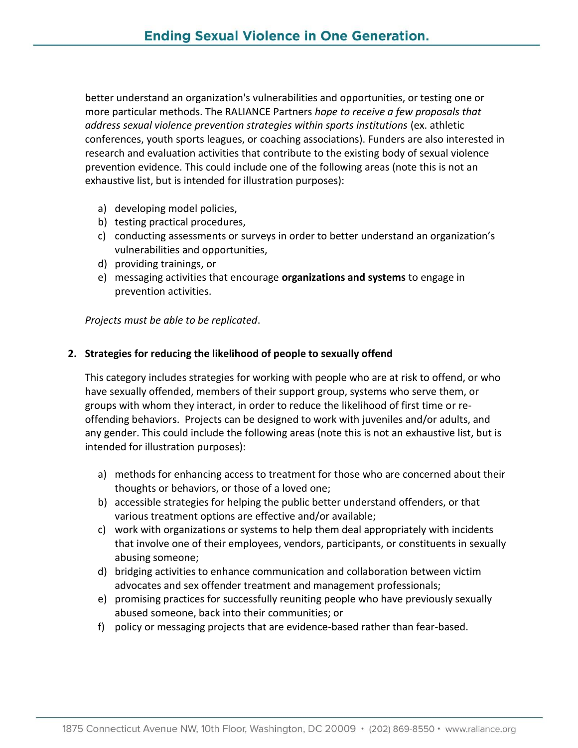better understand an organization's vulnerabilities and opportunities, or testing one or more particular methods. The RALIANCE Partners *hope to receive a few proposals that address sexual violence prevention strategies within sports institutions* (ex. athletic conferences, youth sports leagues, or coaching associations). Funders are also interested in research and evaluation activities that contribute to the existing body of sexual violence prevention evidence. This could include one of the following areas (note this is not an exhaustive list, but is intended for illustration purposes):

a) developing model policies,
b) testing practical procedures,
c) conducting assessments or surveys in order to better understand an organization's vulnerabilities and opportunities,
d) providing trainings, or
e) messaging activities that encourage **organizations and systems** to engage in prevention activities.

*Projects must be able to be replicated*.

**2. Strategies for reducing the likelihood of people to sexually offend**

This category includes strategies for working with people who are at risk to offend, or who have sexually offended, members of their support group, systems who serve them, or groups with whom they interact, in order to reduce the likelihood of first time or re-offending behaviors. Projects can be designed to work with juveniles and/or adults, and any gender. This could include the following areas (note this is not an exhaustive list, but is intended for illustration purposes):

a) methods for enhancing access to treatment for those who are concerned about their thoughts or behaviors, or those of a loved one;
b) accessible strategies for helping the public better understand offenders, or that various treatment options are effective and/or available;
c) work with organizations or systems to help them deal appropriately with incidents that involve one of their employees, vendors, participants, or constituents in sexually abusing someone;
d) bridging activities to enhance communication and collaboration between victim advocates and sex offender treatment and management professionals;
e) promising practices for successfully reuniting people who have previously sexually abused someone, back into their communities; or
f) policy or messaging projects that are evidence-based rather than fear-based.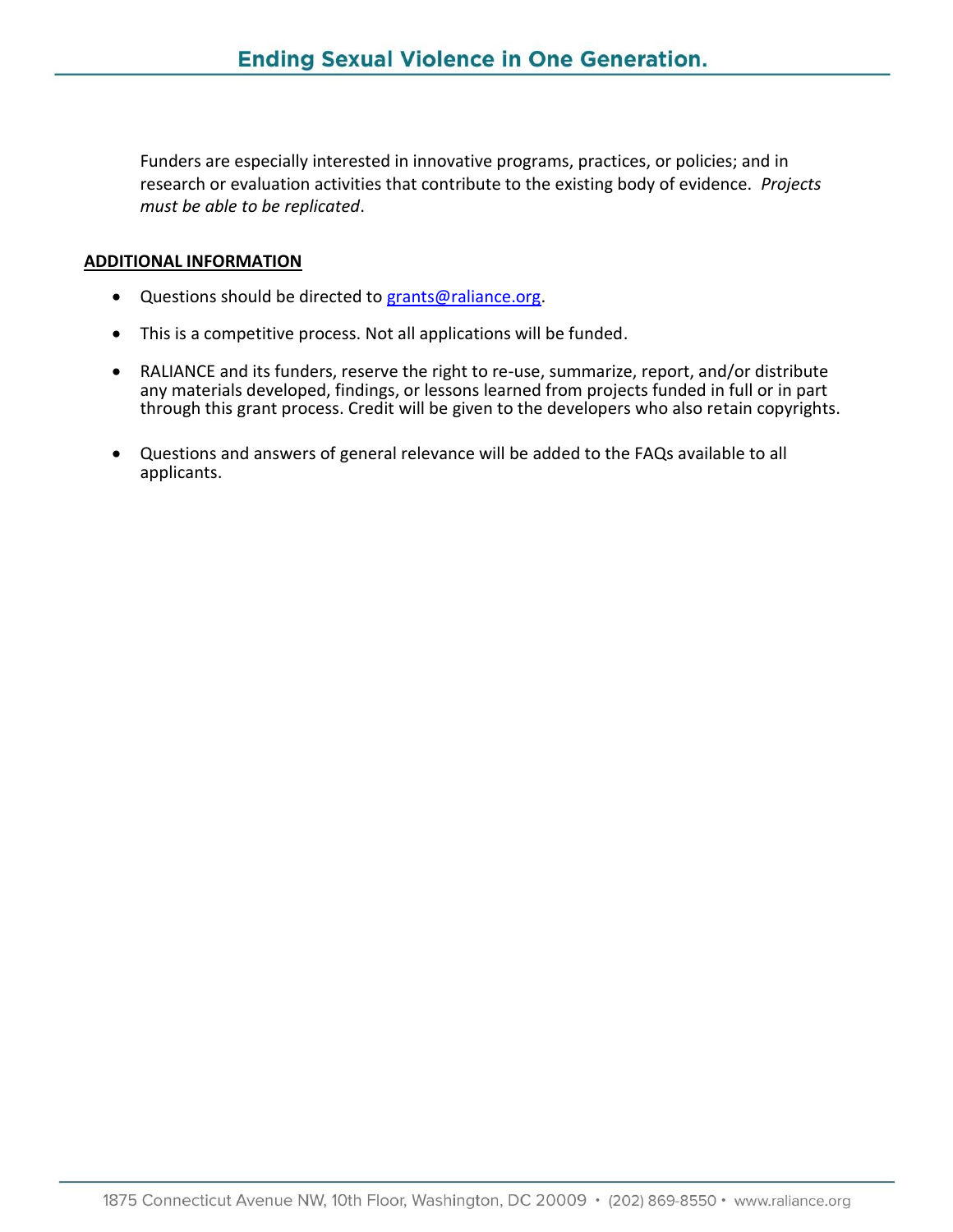Funders are especially interested in innovative programs, practices, or policies; and in research or evaluation activities that contribute to the existing body of evidence. *Projects must be able to be replicated*.

**ADDITIONAL INFORMATION**

- Questions should be directed to grants@raliance.org.
- This is a competitive process. Not all applications will be funded.
- RALIANCE and its funders, reserve the right to re-use, summarize, report, and/or distribute any materials developed, findings, or lessons learned from projects funded in full or in part through this grant process. Credit will be given to the developers who also retain copyrights.
- Questions and answers of general relevance will be added to the FAQs available to all applicants.